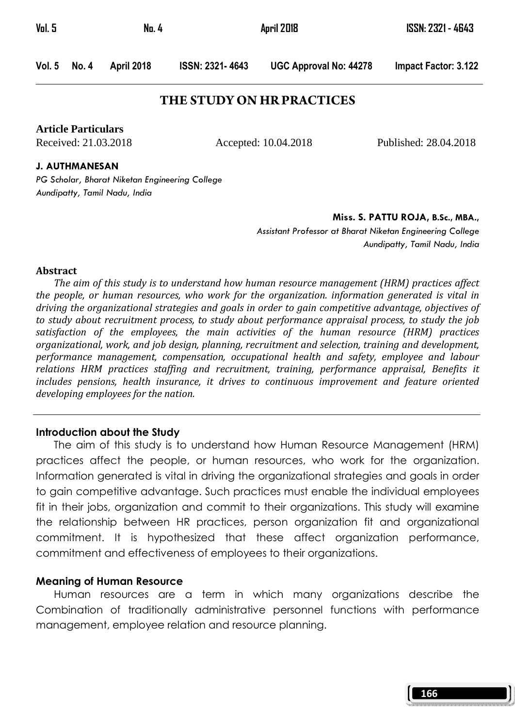# THE STUDY ON HR PRACTICES

**Article Particulars**

Received: 21.03.2018 Accepted: 10.04.2018 Published: 28.04.2018

**J. AUTHMANESAN**

*PG Scholar, Bharat Niketan Engineering College*
*Aundipatty, Tamil Nadu, India*

**Miss. S. PATTU ROJA, B.Sc., MBA.,**

*Assistant Professor at Bharat Niketan Engineering College*
*Aundipatty, Tamil Nadu, India*

## Abstract

*The aim of this study is to understand how human resource management (HRM) practices affect the people, or human resources, who work for the organization. information generated is vital in driving the organizational strategies and goals in order to gain competitive advantage, objectives of to study about recruitment process, to study about performance appraisal process, to study the job satisfaction of the employees, the main activities of the human resource (HRM) practices organizational, work, and job design, planning, recruitment and selection, training and development, performance management, compensation, occupational health and safety, employee and labour relations HRM practices staffing and recruitment, training, performance appraisal, Benefits it includes pensions, health insurance, it drives to continuous improvement and feature oriented developing employees for the nation.*

## Introduction about the Study

The aim of this study is to understand how Human Resource Management (HRM) practices affect the people, or human resources, who work for the organization. Information generated is vital in driving the organizational strategies and goals in order to gain competitive advantage. Such practices must enable the individual employees fit in their jobs, organization and commit to their organizations. This study will examine the relationship between HR practices, person organization fit and organizational commitment. It is hypothesized that these affect organization performance, commitment and effectiveness of employees to their organizations.

## Meaning of Human Resource

Human resources are a term in which many organizations describe the Combination of traditionally administrative personnel functions with performance management, employee relation and resource planning.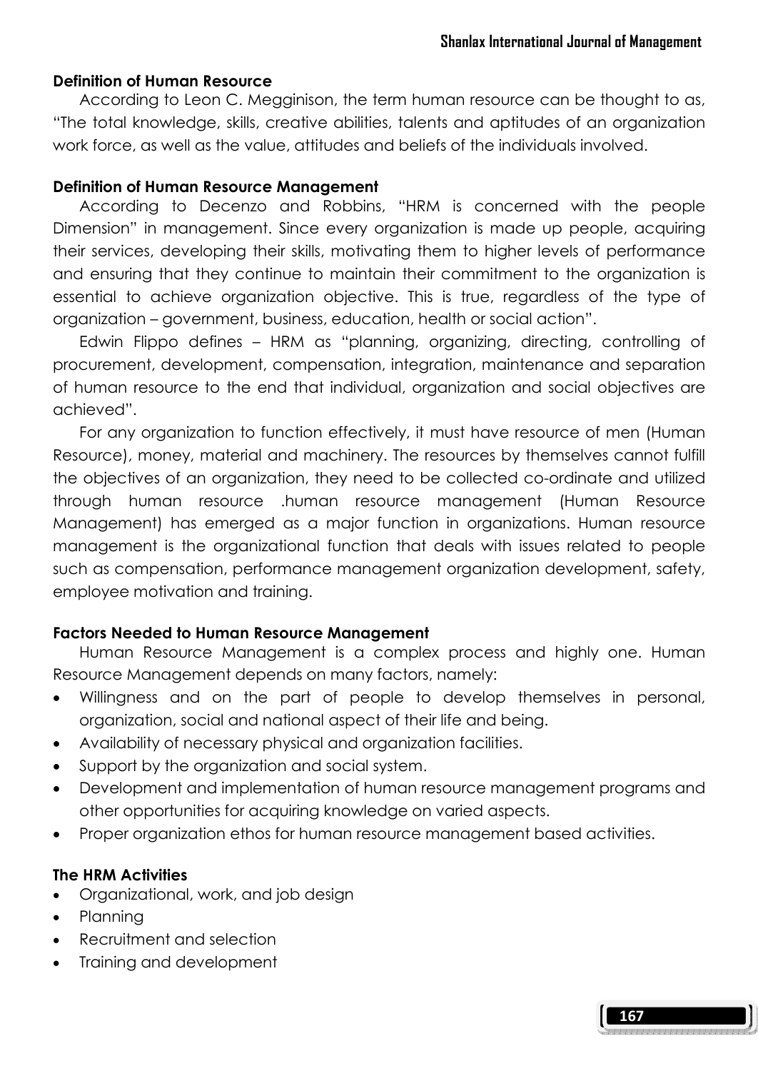### Definition of Human Resource

According to Leon C. Megginison, the term human resource can be thought to as, "The total knowledge, skills, creative abilities, talents and aptitudes of an organization work force, as well as the value, attitudes and beliefs of the individuals involved.

### Definition of Human Resource Management

According to Decenzo and Robbins, "HRM is concerned with the people Dimension" in management. Since every organization is made up people, acquiring their services, developing their skills, motivating them to higher levels of performance and ensuring that they continue to maintain their commitment to the organization is essential to achieve organization objective. This is true, regardless of the type of organization – government, business, education, health or social action".

Edwin Flippo defines – HRM as "planning, organizing, directing, controlling of procurement, development, compensation, integration, maintenance and separation of human resource to the end that individual, organization and social objectives are achieved".

For any organization to function effectively, it must have resource of men (Human Resource), money, material and machinery. The resources by themselves cannot fulfill the objectives of an organization, they need to be collected co-ordinate and utilized through human resource .human resource management (Human Resource Management) has emerged as a major function in organizations. Human resource management is the organizational function that deals with issues related to people such as compensation, performance management organization development, safety, employee motivation and training.

### Factors Needed to Human Resource Management

Human Resource Management is a complex process and highly one. Human Resource Management depends on many factors, namely:

- Willingness and on the part of people to develop themselves in personal, organization, social and national aspect of their life and being.
- Availability of necessary physical and organization facilities.
- Support by the organization and social system.
- Development and implementation of human resource management programs and other opportunities for acquiring knowledge on varied aspects.
- Proper organization ethos for human resource management based activities.

### The HRM Activities

- Organizational, work, and job design
- Planning
- Recruitment and selection
- Training and development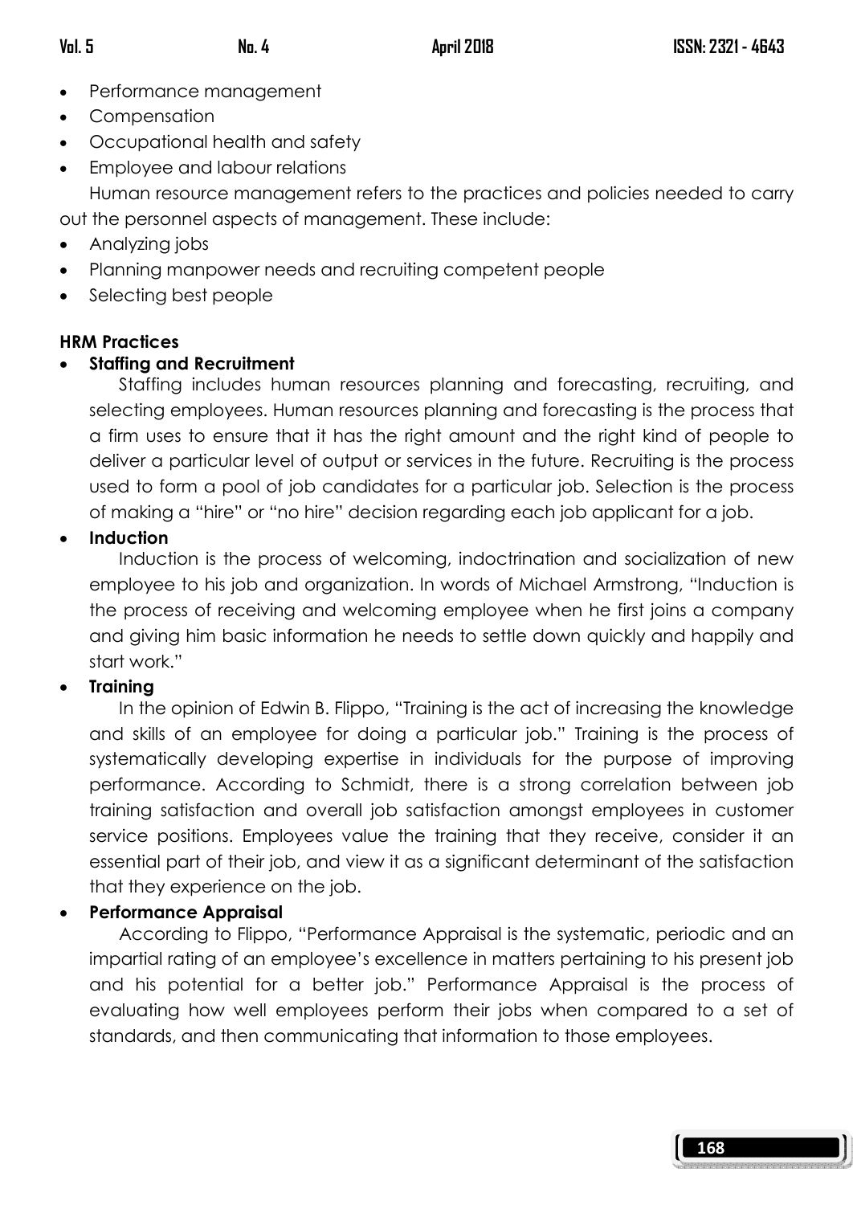- Performance management
- Compensation
- Occupational health and safety
- Employee and labour relations

Human resource management refers to the practices and policies needed to carry out the personnel aspects of management. These include:

- Analyzing jobs
- Planning manpower needs and recruiting competent people
- Selecting best people

**HRM Practices**

- **Staffing and Recruitment**

  Staffing includes human resources planning and forecasting, recruiting, and selecting employees. Human resources planning and forecasting is the process that a firm uses to ensure that it has the right amount and the right kind of people to deliver a particular level of output or services in the future. Recruiting is the process used to form a pool of job candidates for a particular job. Selection is the process of making a "hire" or "no hire" decision regarding each job applicant for a job.

- **Induction**

  Induction is the process of welcoming, indoctrination and socialization of new employee to his job and organization. In words of Michael Armstrong, "Induction is the process of receiving and welcoming employee when he first joins a company and giving him basic information he needs to settle down quickly and happily and start work."

- **Training**

  In the opinion of Edwin B. Flippo, "Training is the act of increasing the knowledge and skills of an employee for doing a particular job." Training is the process of systematically developing expertise in individuals for the purpose of improving performance. According to Schmidt, there is a strong correlation between job training satisfaction and overall job satisfaction amongst employees in customer service positions. Employees value the training that they receive, consider it an essential part of their job, and view it as a significant determinant of the satisfaction that they experience on the job.

- **Performance Appraisal**

  According to Flippo, "Performance Appraisal is the systematic, periodic and an impartial rating of an employee's excellence in matters pertaining to his present job and his potential for a better job." Performance Appraisal is the process of evaluating how well employees perform their jobs when compared to a set of standards, and then communicating that information to those employees.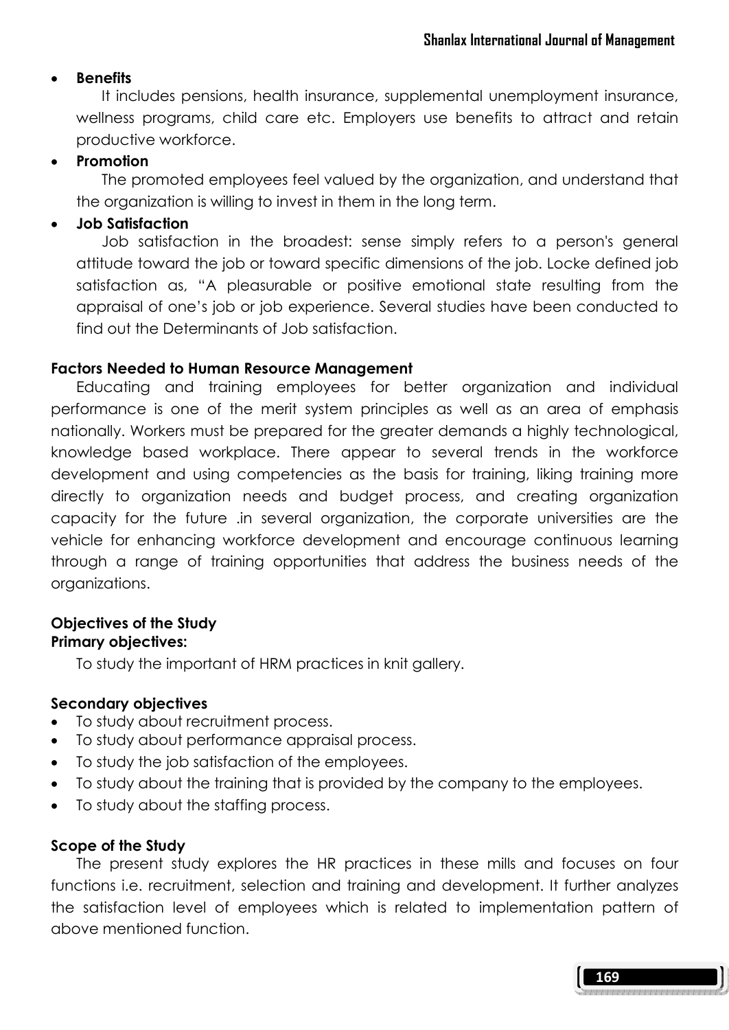- **Benefits**

  It includes pensions, health insurance, supplemental unemployment insurance, wellness programs, child care etc. Employers use benefits to attract and retain productive workforce.

- **Promotion**

  The promoted employees feel valued by the organization, and understand that the organization is willing to invest in them in the long term.

- **Job Satisfaction**

  Job satisfaction in the broadest: sense simply refers to a person's general attitude toward the job or toward specific dimensions of the job. Locke defined job satisfaction as, "A pleasurable or positive emotional state resulting from the appraisal of one's job or job experience. Several studies have been conducted to find out the Determinants of Job satisfaction.

**Factors Needed to Human Resource Management**

Educating and training employees for better organization and individual performance is one of the merit system principles as well as an area of emphasis nationally. Workers must be prepared for the greater demands a highly technological, knowledge based workplace. There appear to several trends in the workforce development and using competencies as the basis for training, liking training more directly to organization needs and budget process, and creating organization capacity for the future .in several organization, the corporate universities are the vehicle for enhancing workforce development and encourage continuous learning through a range of training opportunities that address the business needs of the organizations.

**Objectives of the Study**

**Primary objectives:**

To study the important of HRM practices in knit gallery.

**Secondary objectives**

- To study about recruitment process.
- To study about performance appraisal process.
- To study the job satisfaction of the employees.
- To study about the training that is provided by the company to the employees.
- To study about the staffing process.

**Scope of the Study**

The present study explores the HR practices in these mills and focuses on four functions i.e. recruitment, selection and training and development. It further analyzes the satisfaction level of employees which is related to implementation pattern of above mentioned function.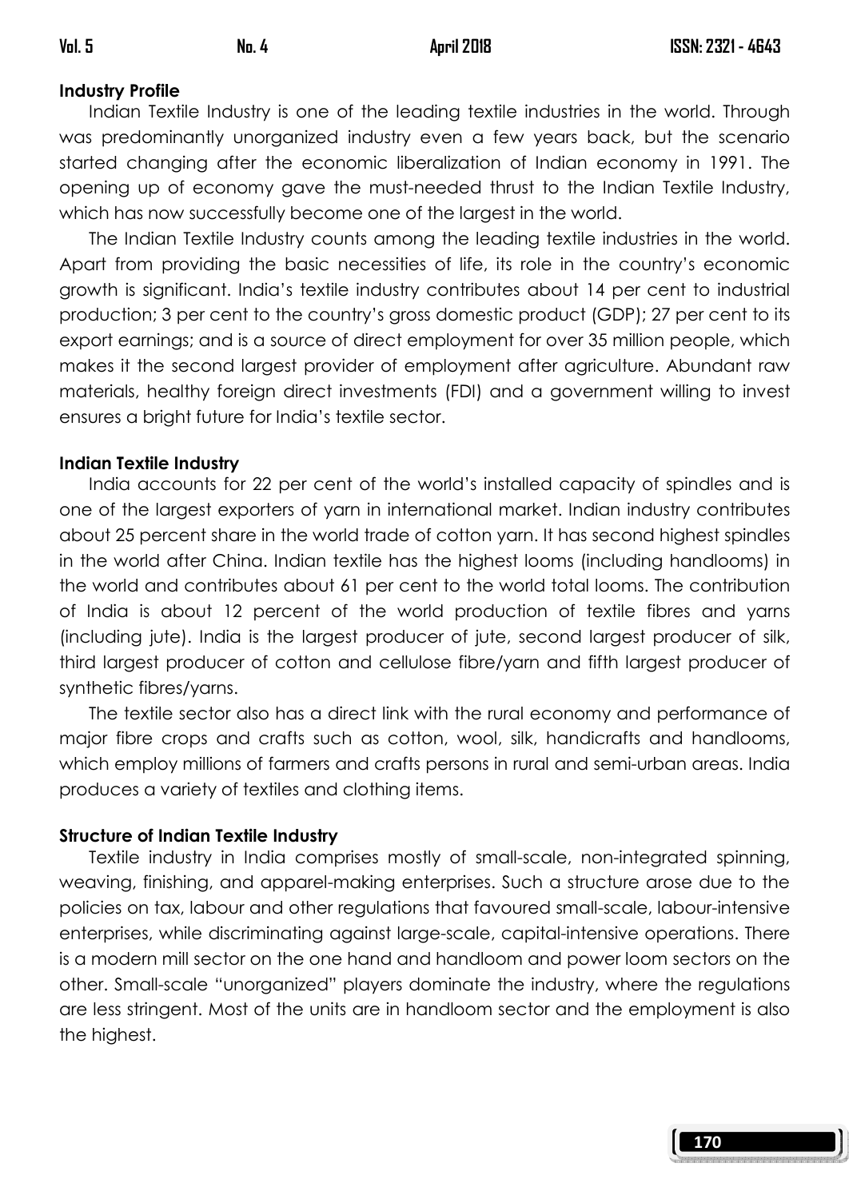**Industry Profile**

Indian Textile Industry is one of the leading textile industries in the world. Through was predominantly unorganized industry even a few years back, but the scenario started changing after the economic liberalization of Indian economy in 1991. The opening up of economy gave the must-needed thrust to the Indian Textile Industry, which has now successfully become one of the largest in the world.

The Indian Textile Industry counts among the leading textile industries in the world. Apart from providing the basic necessities of life, its role in the country's economic growth is significant. India's textile industry contributes about 14 per cent to industrial production; 3 per cent to the country's gross domestic product (GDP); 27 per cent to its export earnings; and is a source of direct employment for over 35 million people, which makes it the second largest provider of employment after agriculture. Abundant raw materials, healthy foreign direct investments (FDI) and a government willing to invest ensures a bright future for India's textile sector.

**Indian Textile Industry**

India accounts for 22 per cent of the world's installed capacity of spindles and is one of the largest exporters of yarn in international market. Indian industry contributes about 25 percent share in the world trade of cotton yarn. It has second highest spindles in the world after China. Indian textile has the highest looms (including handlooms) in the world and contributes about 61 per cent to the world total looms. The contribution of India is about 12 percent of the world production of textile fibres and yarns (including jute). India is the largest producer of jute, second largest producer of silk, third largest producer of cotton and cellulose fibre/yarn and fifth largest producer of synthetic fibres/yarns.

The textile sector also has a direct link with the rural economy and performance of major fibre crops and crafts such as cotton, wool, silk, handicrafts and handlooms, which employ millions of farmers and crafts persons in rural and semi-urban areas. India produces a variety of textiles and clothing items.

**Structure of Indian Textile Industry**

Textile industry in India comprises mostly of small-scale, non-integrated spinning, weaving, finishing, and apparel-making enterprises. Such a structure arose due to the policies on tax, labour and other regulations that favoured small-scale, labour-intensive enterprises, while discriminating against large-scale, capital-intensive operations. There is a modern mill sector on the one hand and handloom and power loom sectors on the other. Small-scale "unorganized" players dominate the industry, where the regulations are less stringent. Most of the units are in handloom sector and the employment is also the highest.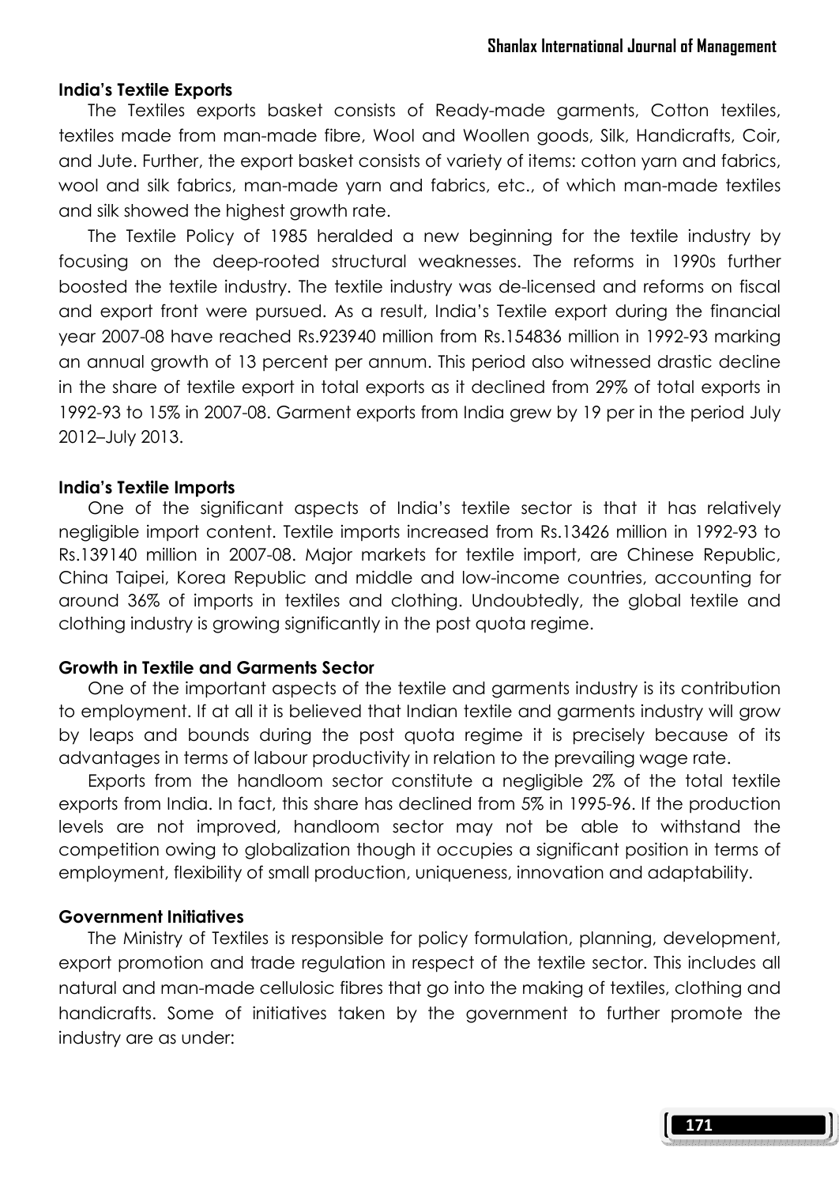**India's Textile Exports**

The Textiles exports basket consists of Ready-made garments, Cotton textiles, textiles made from man-made fibre, Wool and Woollen goods, Silk, Handicrafts, Coir, and Jute. Further, the export basket consists of variety of items: cotton yarn and fabrics, wool and silk fabrics, man-made yarn and fabrics, etc., of which man-made textiles and silk showed the highest growth rate.

The Textile Policy of 1985 heralded a new beginning for the textile industry by focusing on the deep-rooted structural weaknesses. The reforms in 1990s further boosted the textile industry. The textile industry was de-licensed and reforms on fiscal and export front were pursued. As a result, India's Textile export during the financial year 2007-08 have reached Rs.923940 million from Rs.154836 million in 1992-93 marking an annual growth of 13 percent per annum. This period also witnessed drastic decline in the share of textile export in total exports as it declined from 29% of total exports in 1992-93 to 15% in 2007-08. Garment exports from India grew by 19 per in the period July 2012–July 2013.

**India's Textile Imports**

One of the significant aspects of India's textile sector is that it has relatively negligible import content. Textile imports increased from Rs.13426 million in 1992-93 to Rs.139140 million in 2007-08. Major markets for textile import, are Chinese Republic, China Taipei, Korea Republic and middle and low-income countries, accounting for around 36% of imports in textiles and clothing. Undoubtedly, the global textile and clothing industry is growing significantly in the post quota regime.

**Growth in Textile and Garments Sector**

One of the important aspects of the textile and garments industry is its contribution to employment. If at all it is believed that Indian textile and garments industry will grow by leaps and bounds during the post quota regime it is precisely because of its advantages in terms of labour productivity in relation to the prevailing wage rate.

Exports from the handloom sector constitute a negligible 2% of the total textile exports from India. In fact, this share has declined from 5% in 1995-96. If the production levels are not improved, handloom sector may not be able to withstand the competition owing to globalization though it occupies a significant position in terms of employment, flexibility of small production, uniqueness, innovation and adaptability.

**Government Initiatives**

The Ministry of Textiles is responsible for policy formulation, planning, development, export promotion and trade regulation in respect of the textile sector. This includes all natural and man-made cellulosic fibres that go into the making of textiles, clothing and handicrafts. Some of initiatives taken by the government to further promote the industry are as under: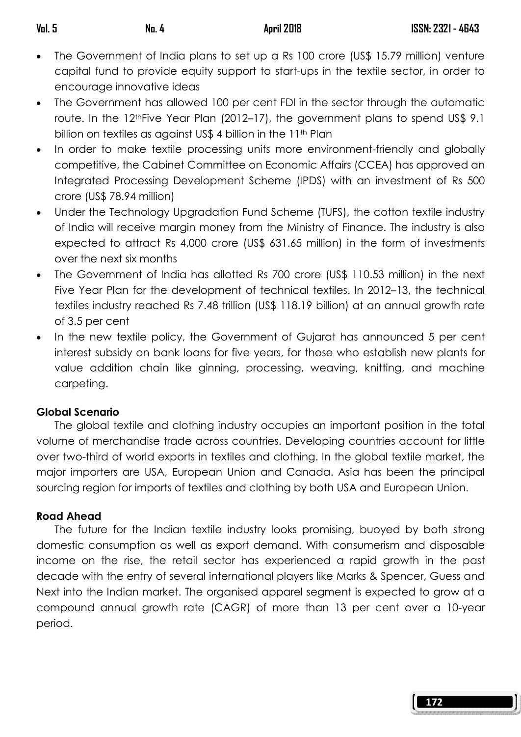- The Government of India plans to set up a Rs 100 crore (US$ 15.79 million) venture capital fund to provide equity support to start-ups in the textile sector, in order to encourage innovative ideas
- The Government has allowed 100 per cent FDI in the sector through the automatic route. In the 12th Five Year Plan (2012–17), the government plans to spend US$ 9.1 billion on textiles as against US$ 4 billion in the 11th Plan
- In order to make textile processing units more environment-friendly and globally competitive, the Cabinet Committee on Economic Affairs (CCEA) has approved an Integrated Processing Development Scheme (IPDS) with an investment of Rs 500 crore (US$ 78.94 million)
- Under the Technology Upgradation Fund Scheme (TUFS), the cotton textile industry of India will receive margin money from the Ministry of Finance. The industry is also expected to attract Rs 4,000 crore (US$ 631.65 million) in the form of investments over the next six months
- The Government of India has allotted Rs 700 crore (US$ 110.53 million) in the next Five Year Plan for the development of technical textiles. In 2012–13, the technical textiles industry reached Rs 7.48 trillion (US$ 118.19 billion) at an annual growth rate of 3.5 per cent
- In the new textile policy, the Government of Gujarat has announced 5 per cent interest subsidy on bank loans for five years, for those who establish new plants for value addition chain like ginning, processing, weaving, knitting, and machine carpeting.

**Global Scenario**

The global textile and clothing industry occupies an important position in the total volume of merchandise trade across countries. Developing countries account for little over two-third of world exports in textiles and clothing. In the global textile market, the major importers are USA, European Union and Canada. Asia has been the principal sourcing region for imports of textiles and clothing by both USA and European Union.

**Road Ahead**

The future for the Indian textile industry looks promising, buoyed by both strong domestic consumption as well as export demand. With consumerism and disposable income on the rise, the retail sector has experienced a rapid growth in the past decade with the entry of several international players like Marks & Spencer, Guess and Next into the Indian market. The organised apparel segment is expected to grow at a compound annual growth rate (CAGR) of more than 13 per cent over a 10-year period.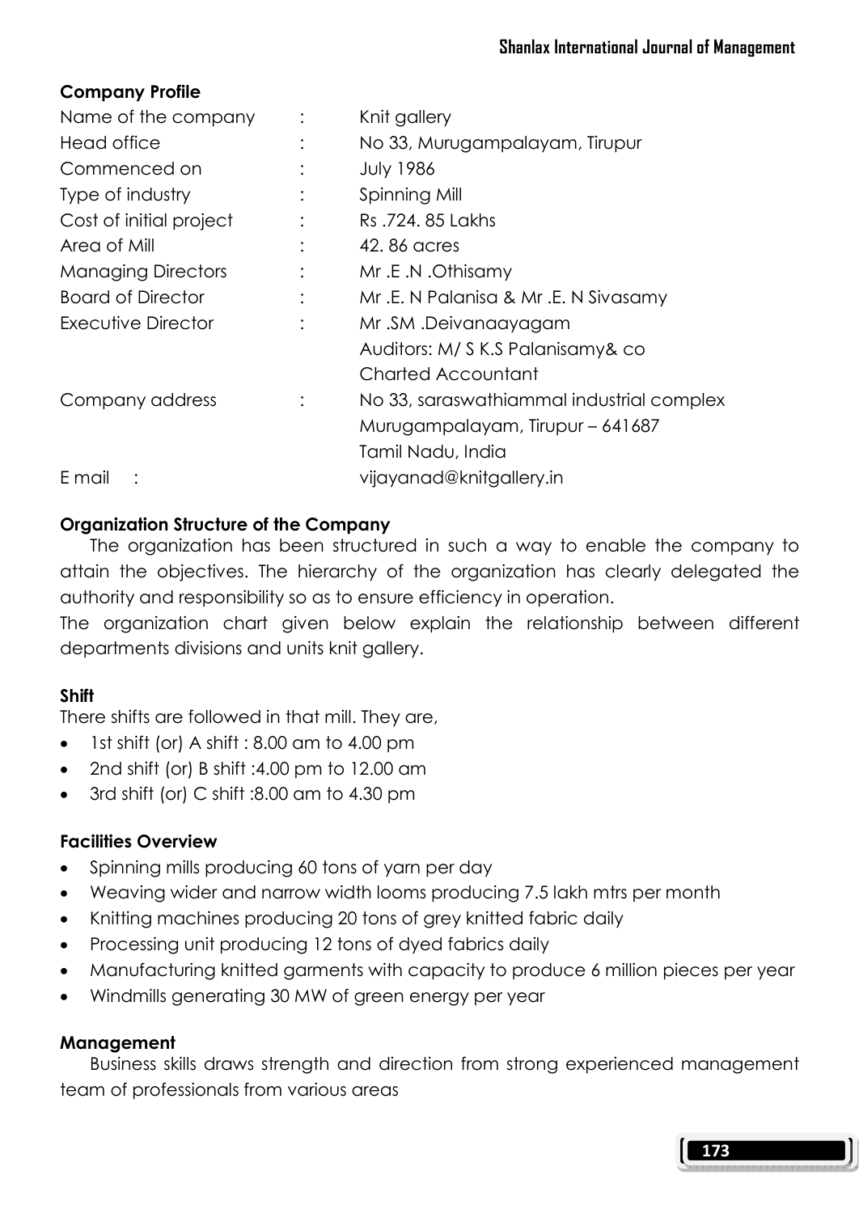**Company Profile**

| | | |
|---|---|---|
| Name of the company | : | Knit gallery |
| Head office | : | No 33, Murugampalayam, Tirupur |
| Commenced on | : | July 1986 |
| Type of industry | : | Spinning Mill |
| Cost of initial project | : | Rs .724. 85 Lakhs |
| Area of Mill | : | 42. 86 acres |
| Managing Directors | : | Mr .E .N .Othisamy |
| Board of Director | : | Mr .E. N Palanisa & Mr .E. N Sivasamy |
| Executive Director | : | Mr .SM .Deivanaayagam<br>Auditors: M/ S K.S Palanisamy& co<br>Charted Accountant |
| Company address | : | No 33, saraswathiammal industrial complex<br>Murugampalayam, Tirupur – 641687<br>Tamil Nadu, India |
| E mail : | | vijayanad@knitgallery.in |

**Organization Structure of the Company**

The organization has been structured in such a way to enable the company to attain the objectives. The hierarchy of the organization has clearly delegated the authority and responsibility so as to ensure efficiency in operation.

The organization chart given below explain the relationship between different departments divisions and units knit gallery.

**Shift**

There shifts are followed in that mill. They are,

- 1st shift (or) A shift : 8.00 am to 4.00 pm
- 2nd shift (or) B shift :4.00 pm to 12.00 am
- 3rd shift (or) C shift :8.00 am to 4.30 pm

**Facilities Overview**

- Spinning mills producing 60 tons of yarn per day
- Weaving wider and narrow width looms producing 7.5 lakh mtrs per month
- Knitting machines producing 20 tons of grey knitted fabric daily
- Processing unit producing 12 tons of dyed fabrics daily
- Manufacturing knitted garments with capacity to produce 6 million pieces per year
- Windmills generating 30 MW of green energy per year

**Management**

Business skills draws strength and direction from strong experienced management team of professionals from various areas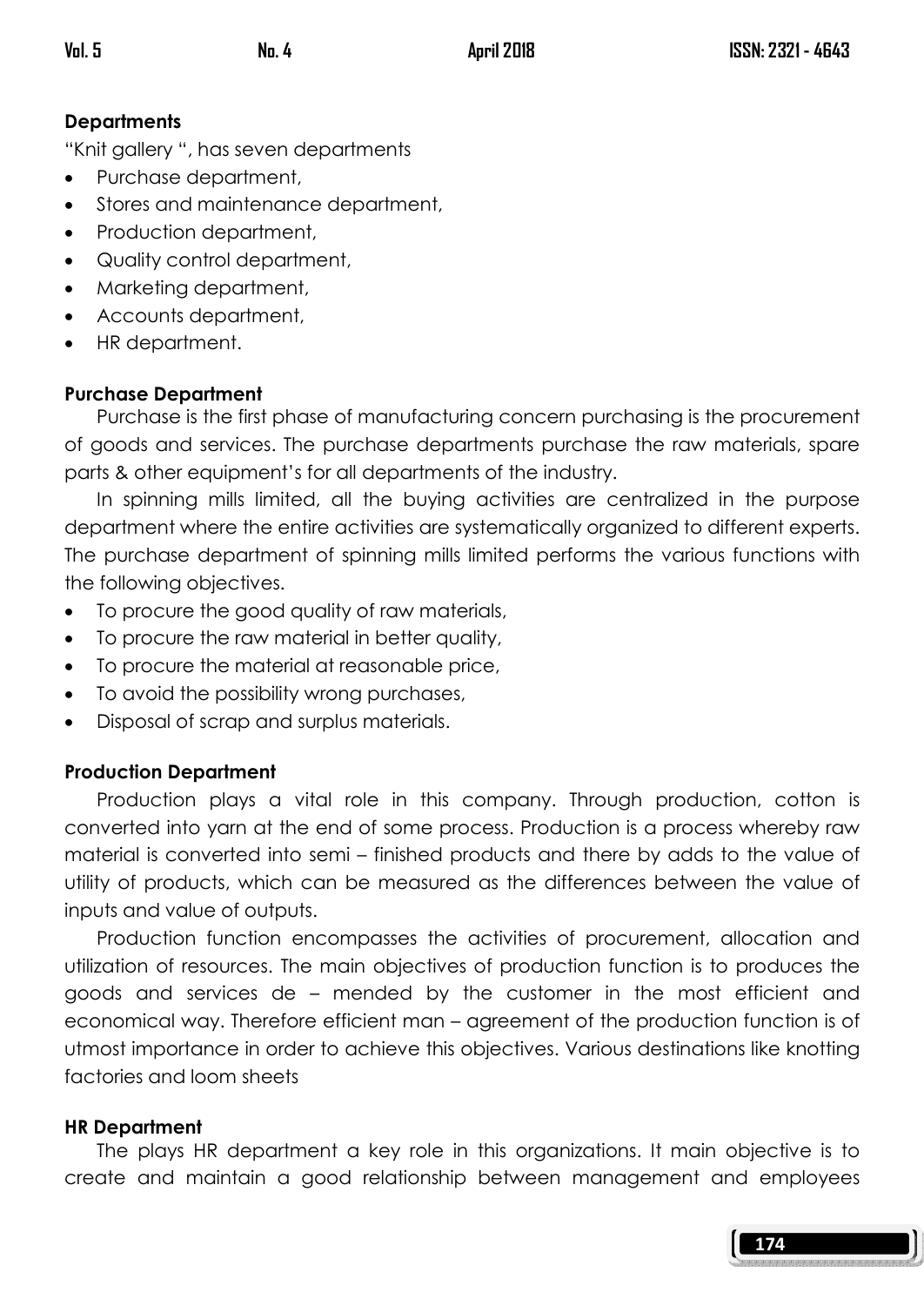**Departments**

"Knit gallery ", has seven departments

- Purchase department,
- Stores and maintenance department,
- Production department,
- Quality control department,
- Marketing department,
- Accounts department,
- HR department.

**Purchase Department**

Purchase is the first phase of manufacturing concern purchasing is the procurement of goods and services. The purchase departments purchase the raw materials, spare parts & other equipment's for all departments of the industry.

In spinning mills limited, all the buying activities are centralized in the purpose department where the entire activities are systematically organized to different experts. The purchase department of spinning mills limited performs the various functions with the following objectives.

- To procure the good quality of raw materials,
- To procure the raw material in better quality,
- To procure the material at reasonable price,
- To avoid the possibility wrong purchases,
- Disposal of scrap and surplus materials.

**Production Department**

Production plays a vital role in this company. Through production, cotton is converted into yarn at the end of some process. Production is a process whereby raw material is converted into semi – finished products and there by adds to the value of utility of products, which can be measured as the differences between the value of inputs and value of outputs.

Production function encompasses the activities of procurement, allocation and utilization of resources. The main objectives of production function is to produces the goods and services de – mended by the customer in the most efficient and economical way. Therefore efficient man – agreement of the production function is of utmost importance in order to achieve this objectives. Various destinations like knotting factories and loom sheets

**HR Department**

The plays HR department a key role in this organizations. It main objective is to create and maintain a good relationship between management and employees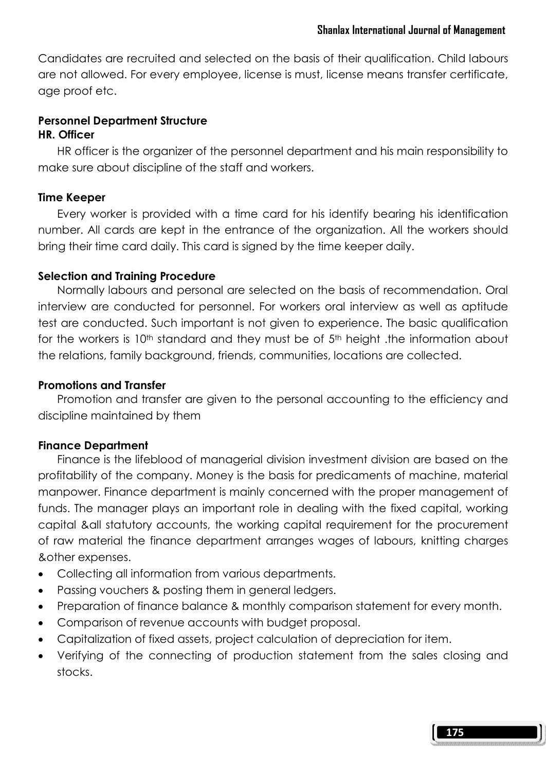Candidates are recruited and selected on the basis of their qualification. Child labours are not allowed. For every employee, license is must, license means transfer certificate, age proof etc.

### Personnel Department Structure

#### HR. Officer

HR officer is the organizer of the personnel department and his main responsibility to make sure about discipline of the staff and workers.

#### Time Keeper

Every worker is provided with a time card for his identify bearing his identification number. All cards are kept in the entrance of the organization. All the workers should bring their time card daily. This card is signed by the time keeper daily.

#### Selection and Training Procedure

Normally labours and personal are selected on the basis of recommendation. Oral interview are conducted for personnel. For workers oral interview as well as aptitude test are conducted. Such important is not given to experience. The basic qualification for the workers is 10th standard and they must be of 5th height .the information about the relations, family background, friends, communities, locations are collected.

#### Promotions and Transfer

Promotion and transfer are given to the personal accounting to the efficiency and discipline maintained by them

### Finance Department

Finance is the lifeblood of managerial division investment division are based on the profitability of the company. Money is the basis for predicaments of machine, material manpower. Finance department is mainly concerned with the proper management of funds. The manager plays an important role in dealing with the fixed capital, working capital &all statutory accounts, the working capital requirement for the procurement of raw material the finance department arranges wages of labours, knitting charges &other expenses.

- Collecting all information from various departments.
- Passing vouchers & posting them in general ledgers.
- Preparation of finance balance & monthly comparison statement for every month.
- Comparison of revenue accounts with budget proposal.
- Capitalization of fixed assets, project calculation of depreciation for item.
- Verifying of the connecting of production statement from the sales closing and stocks.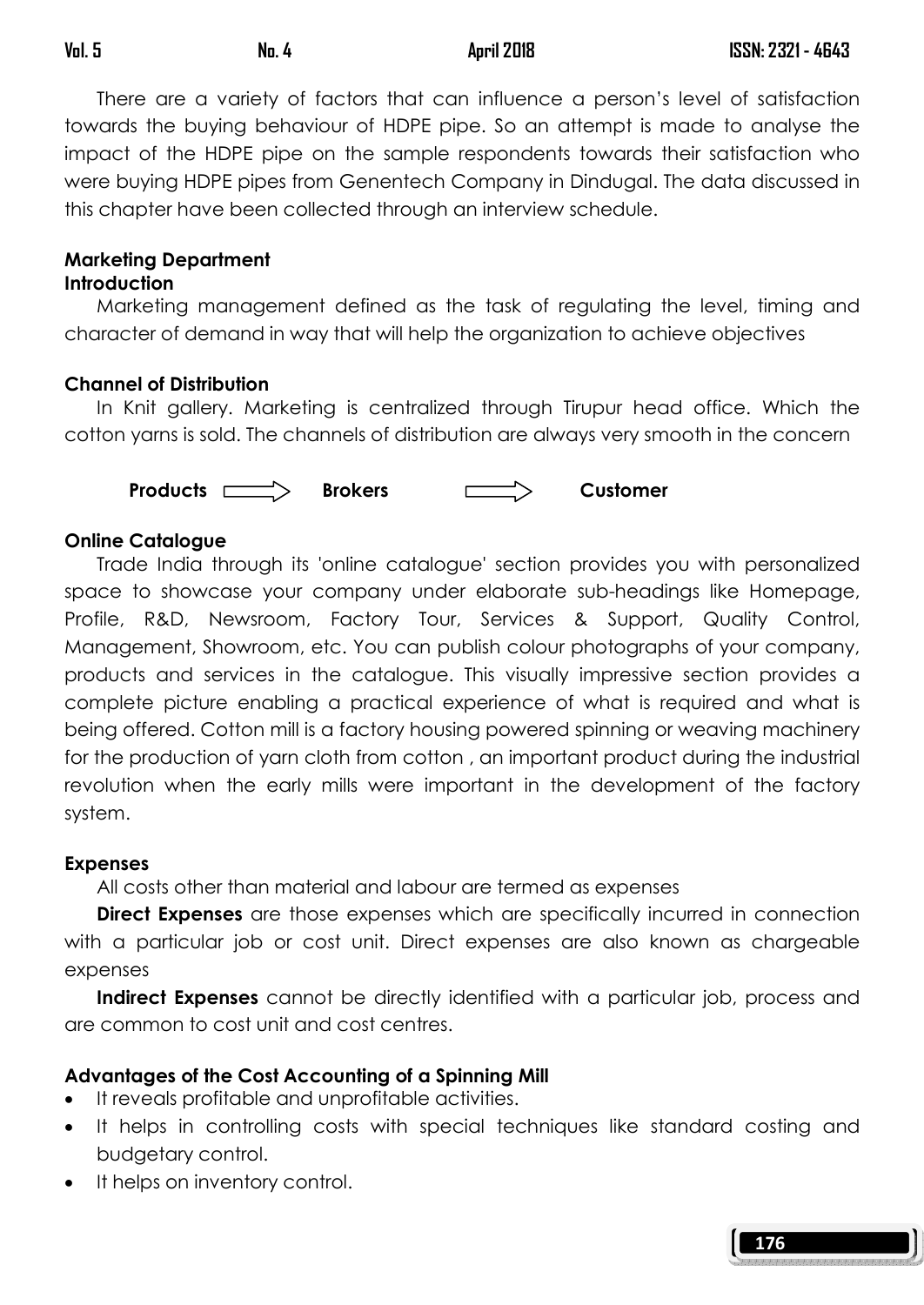There are a variety of factors that can influence a person's level of satisfaction towards the buying behaviour of HDPE pipe. So an attempt is made to analyse the impact of the HDPE pipe on the sample respondents towards their satisfaction who were buying HDPE pipes from Genentech Company in Dindugal. The data discussed in this chapter have been collected through an interview schedule.

**Marketing Department**

**Introduction**

Marketing management defined as the task of regulating the level, timing and character of demand in way that will help the organization to achieve objectives

**Channel of Distribution**

In Knit gallery. Marketing is centralized through Tirupur head office. Which the cotton yarns is sold. The channels of distribution are always very smooth in the concern

**Products** ⟹ **Brokers** ⟹ **Customer**

**Online Catalogue**

Trade India through its 'online catalogue' section provides you with personalized space to showcase your company under elaborate sub-headings like Homepage, Profile, R&D, Newsroom, Factory Tour, Services & Support, Quality Control, Management, Showroom, etc. You can publish colour photographs of your company, products and services in the catalogue. This visually impressive section provides a complete picture enabling a practical experience of what is required and what is being offered. Cotton mill is a factory housing powered spinning or weaving machinery for the production of yarn cloth from cotton , an important product during the industrial revolution when the early mills were important in the development of the factory system.

**Expenses**

All costs other than material and labour are termed as expenses

**Direct Expenses** are those expenses which are specifically incurred in connection with a particular job or cost unit. Direct expenses are also known as chargeable expenses

**Indirect Expenses** cannot be directly identified with a particular job, process and are common to cost unit and cost centres.

**Advantages of the Cost Accounting of a Spinning Mill**

- It reveals profitable and unprofitable activities.
- It helps in controlling costs with special techniques like standard costing and budgetary control.
- It helps on inventory control.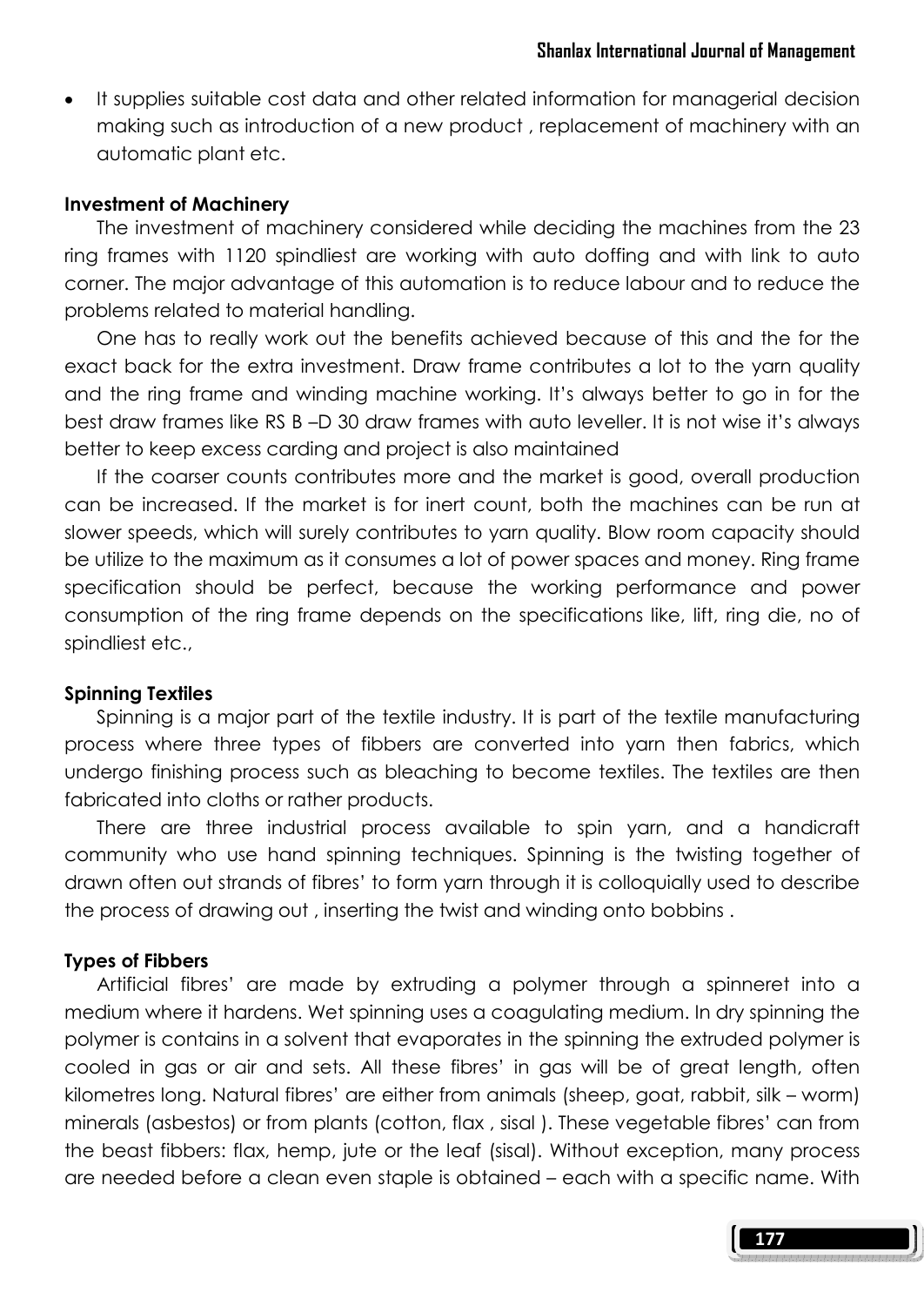- It supplies suitable cost data and other related information for managerial decision making such as introduction of a new product , replacement of machinery with an automatic plant etc.

**Investment of Machinery**

The investment of machinery considered while deciding the machines from the 23 ring frames with 1120 spindliest are working with auto doffing and with link to auto corner. The major advantage of this automation is to reduce labour and to reduce the problems related to material handling.

One has to really work out the benefits achieved because of this and the for the exact back for the extra investment. Draw frame contributes a lot to the yarn quality and the ring frame and winding machine working. It's always better to go in for the best draw frames like RS B –D 30 draw frames with auto leveller. It is not wise it's always better to keep excess carding and project is also maintained

If the coarser counts contributes more and the market is good, overall production can be increased. If the market is for inert count, both the machines can be run at slower speeds, which will surely contributes to yarn quality. Blow room capacity should be utilize to the maximum as it consumes a lot of power spaces and money. Ring frame specification should be perfect, because the working performance and power consumption of the ring frame depends on the specifications like, lift, ring die, no of spindliest etc.,

**Spinning Textiles**

Spinning is a major part of the textile industry. It is part of the textile manufacturing process where three types of fibbers are converted into yarn then fabrics, which undergo finishing process such as bleaching to become textiles. The textiles are then fabricated into cloths or rather products.

There are three industrial process available to spin yarn, and a handicraft community who use hand spinning techniques. Spinning is the twisting together of drawn often out strands of fibres' to form yarn through it is colloquially used to describe the process of drawing out , inserting the twist and winding onto bobbins .

**Types of Fibbers**

Artificial fibres' are made by extruding a polymer through a spinneret into a medium where it hardens. Wet spinning uses a coagulating medium. In dry spinning the polymer is contains in a solvent that evaporates in the spinning the extruded polymer is cooled in gas or air and sets. All these fibres' in gas will be of great length, often kilometres long. Natural fibres' are either from animals (sheep, goat, rabbit, silk – worm) minerals (asbestos) or from plants (cotton, flax , sisal ). These vegetable fibres' can from the beast fibbers: flax, hemp, jute or the leaf (sisal). Without exception, many process are needed before a clean even staple is obtained – each with a specific name. With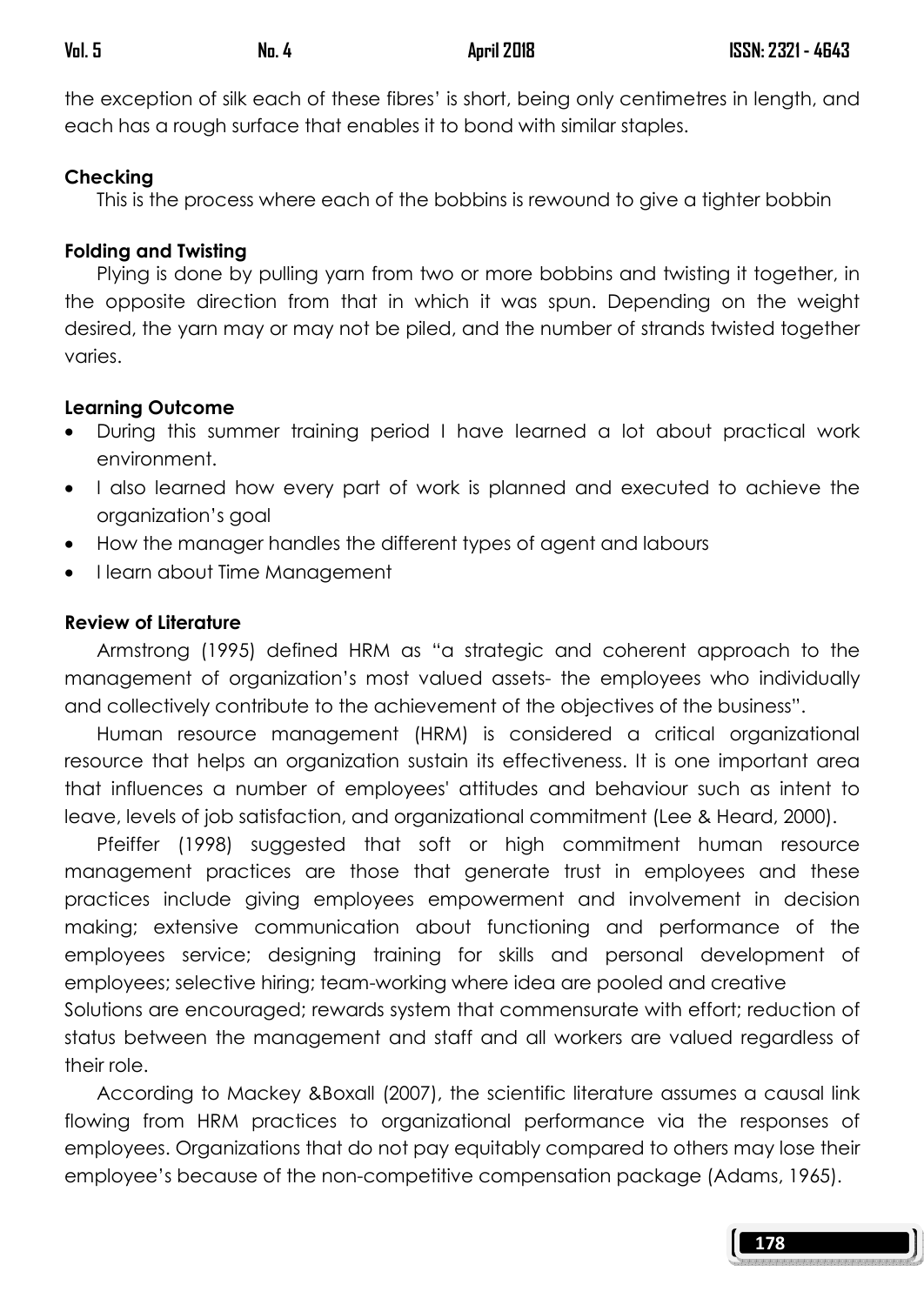the exception of silk each of these fibres' is short, being only centimetres in length, and each has a rough surface that enables it to bond with similar staples.

**Checking**

This is the process where each of the bobbins is rewound to give a tighter bobbin

**Folding and Twisting**

Plying is done by pulling yarn from two or more bobbins and twisting it together, in the opposite direction from that in which it was spun. Depending on the weight desired, the yarn may or may not be piled, and the number of strands twisted together varies.

**Learning Outcome**

- During this summer training period I have learned a lot about practical work environment.
- I also learned how every part of work is planned and executed to achieve the organization's goal
- How the manager handles the different types of agent and labours
- I learn about Time Management

**Review of Literature**

Armstrong (1995) defined HRM as "a strategic and coherent approach to the management of organization's most valued assets- the employees who individually and collectively contribute to the achievement of the objectives of the business".

Human resource management (HRM) is considered a critical organizational resource that helps an organization sustain its effectiveness. It is one important area that influences a number of employees' attitudes and behaviour such as intent to leave, levels of job satisfaction, and organizational commitment (Lee & Heard, 2000).

Pfeiffer (1998) suggested that soft or high commitment human resource management practices are those that generate trust in employees and these practices include giving employees empowerment and involvement in decision making; extensive communication about functioning and performance of the employees service; designing training for skills and personal development of employees; selective hiring; team-working where idea are pooled and creative Solutions are encouraged; rewards system that commensurate with effort; reduction of status between the management and staff and all workers are valued regardless of their role.

According to Mackey &Boxall (2007), the scientific literature assumes a causal link flowing from HRM practices to organizational performance via the responses of employees. Organizations that do not pay equitably compared to others may lose their employee's because of the non-competitive compensation package (Adams, 1965).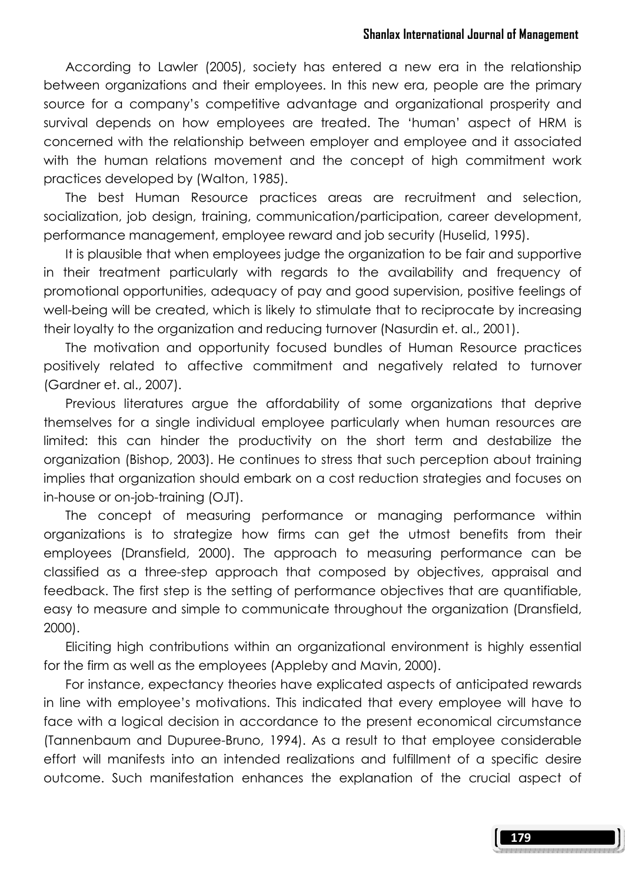According to Lawler (2005), society has entered a new era in the relationship between organizations and their employees. In this new era, people are the primary source for a company's competitive advantage and organizational prosperity and survival depends on how employees are treated. The 'human' aspect of HRM is concerned with the relationship between employer and employee and it associated with the human relations movement and the concept of high commitment work practices developed by (Walton, 1985).

The best Human Resource practices areas are recruitment and selection, socialization, job design, training, communication/participation, career development, performance management, employee reward and job security (Huselid, 1995).

It is plausible that when employees judge the organization to be fair and supportive in their treatment particularly with regards to the availability and frequency of promotional opportunities, adequacy of pay and good supervision, positive feelings of well-being will be created, which is likely to stimulate that to reciprocate by increasing their loyalty to the organization and reducing turnover (Nasurdin et. al., 2001).

The motivation and opportunity focused bundles of Human Resource practices positively related to affective commitment and negatively related to turnover (Gardner et. al., 2007).

Previous literatures argue the affordability of some organizations that deprive themselves for a single individual employee particularly when human resources are limited: this can hinder the productivity on the short term and destabilize the organization (Bishop, 2003). He continues to stress that such perception about training implies that organization should embark on a cost reduction strategies and focuses on in-house or on-job-training (OJT).

The concept of measuring performance or managing performance within organizations is to strategize how firms can get the utmost benefits from their employees (Dransfield, 2000). The approach to measuring performance can be classified as a three-step approach that composed by objectives, appraisal and feedback. The first step is the setting of performance objectives that are quantifiable, easy to measure and simple to communicate throughout the organization (Dransfield, 2000).

Eliciting high contributions within an organizational environment is highly essential for the firm as well as the employees (Appleby and Mavin, 2000).

For instance, expectancy theories have explicated aspects of anticipated rewards in line with employee's motivations. This indicated that every employee will have to face with a logical decision in accordance to the present economical circumstance (Tannenbaum and Dupuree-Bruno, 1994). As a result to that employee considerable effort will manifests into an intended realizations and fulfillment of a specific desire outcome. Such manifestation enhances the explanation of the crucial aspect of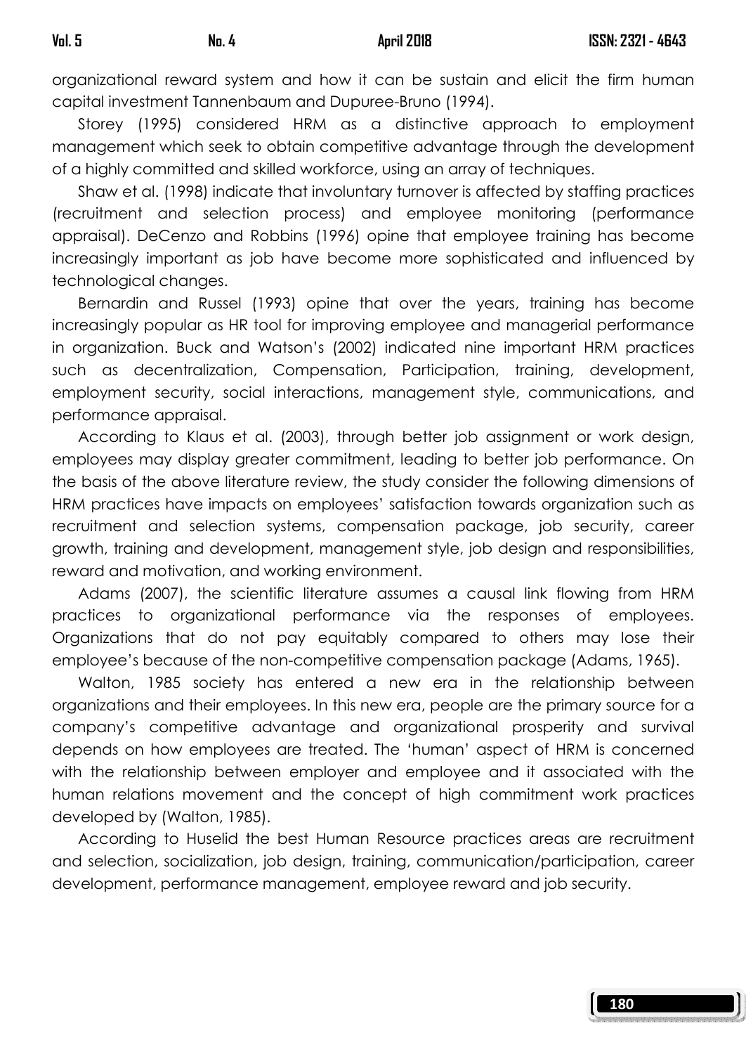organizational reward system and how it can be sustain and elicit the firm human capital investment Tannenbaum and Dupuree-Bruno (1994).

Storey (1995) considered HRM as a distinctive approach to employment management which seek to obtain competitive advantage through the development of a highly committed and skilled workforce, using an array of techniques.

Shaw et al. (1998) indicate that involuntary turnover is affected by staffing practices (recruitment and selection process) and employee monitoring (performance appraisal). DeCenzo and Robbins (1996) opine that employee training has become increasingly important as job have become more sophisticated and influenced by technological changes.

Bernardin and Russel (1993) opine that over the years, training has become increasingly popular as HR tool for improving employee and managerial performance in organization. Buck and Watson's (2002) indicated nine important HRM practices such as decentralization, Compensation, Participation, training, development, employment security, social interactions, management style, communications, and performance appraisal.

According to Klaus et al. (2003), through better job assignment or work design, employees may display greater commitment, leading to better job performance. On the basis of the above literature review, the study consider the following dimensions of HRM practices have impacts on employees' satisfaction towards organization such as recruitment and selection systems, compensation package, job security, career growth, training and development, management style, job design and responsibilities, reward and motivation, and working environment.

Adams (2007), the scientific literature assumes a causal link flowing from HRM practices to organizational performance via the responses of employees. Organizations that do not pay equitably compared to others may lose their employee's because of the non-competitive compensation package (Adams, 1965).

Walton, 1985 society has entered a new era in the relationship between organizations and their employees. In this new era, people are the primary source for a company's competitive advantage and organizational prosperity and survival depends on how employees are treated. The 'human' aspect of HRM is concerned with the relationship between employer and employee and it associated with the human relations movement and the concept of high commitment work practices developed by (Walton, 1985).

According to Huselid the best Human Resource practices areas are recruitment and selection, socialization, job design, training, communication/participation, career development, performance management, employee reward and job security.